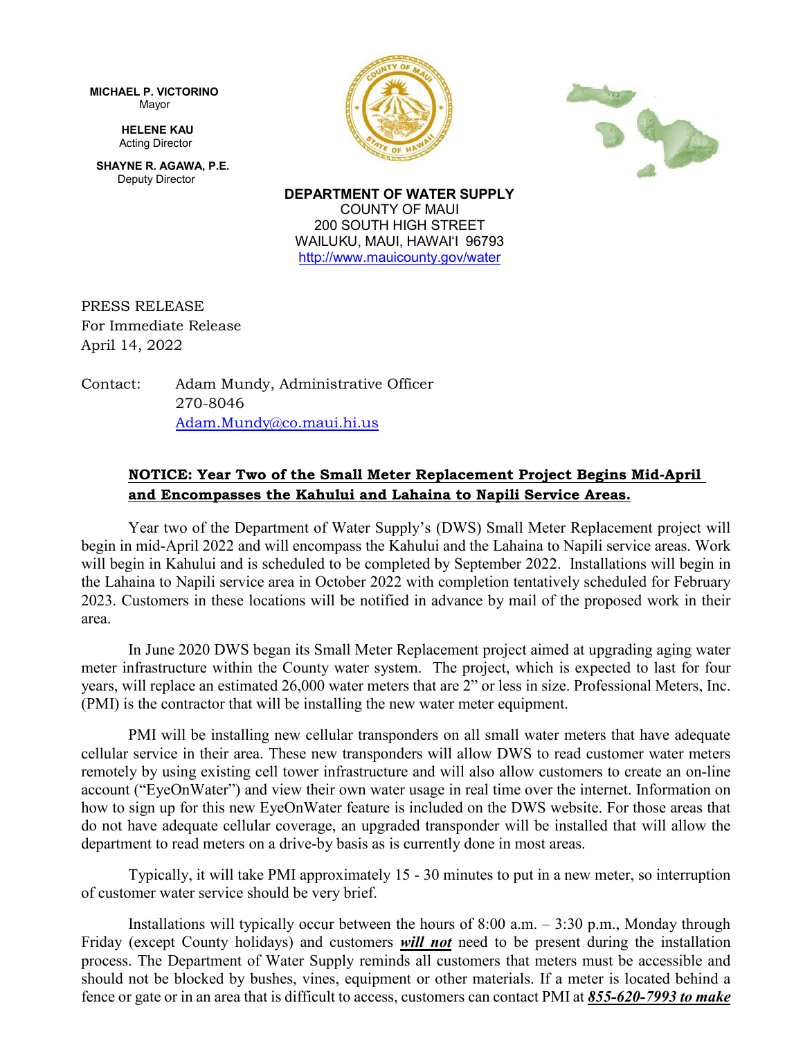**MICHAEL P. VICTORINO**
Mayor

**HELENE KAU**
Acting Director

**SHAYNE R. AGAWA, P.E.**
Deputy Director

**DEPARTMENT OF WATER SUPPLY**
COUNTY OF MAUI
200 SOUTH HIGH STREET
WAILUKU, MAUI, HAWAIʻI 96793
http://www.mauicounty.gov/water

PRESS RELEASE
For Immediate Release
April 14, 2022

Contact: Adam Mundy, Administrative Officer
270-8046
Adam.Mundy@co.maui.hi.us

## NOTICE: Year Two of the Small Meter Replacement Project Begins Mid-April and Encompasses the Kahului and Lahaina to Napili Service Areas.

Year two of the Department of Water Supply's (DWS) Small Meter Replacement project will begin in mid-April 2022 and will encompass the Kahului and the Lahaina to Napili service areas. Work will begin in Kahului and is scheduled to be completed by September 2022. Installations will begin in the Lahaina to Napili service area in October 2022 with completion tentatively scheduled for February 2023. Customers in these locations will be notified in advance by mail of the proposed work in their area.

In June 2020 DWS began its Small Meter Replacement project aimed at upgrading aging water meter infrastructure within the County water system. The project, which is expected to last for four years, will replace an estimated 26,000 water meters that are 2" or less in size. Professional Meters, Inc. (PMI) is the contractor that will be installing the new water meter equipment.

PMI will be installing new cellular transponders on all small water meters that have adequate cellular service in their area. These new transponders will allow DWS to read customer water meters remotely by using existing cell tower infrastructure and will also allow customers to create an on-line account ("EyeOnWater") and view their own water usage in real time over the internet. Information on how to sign up for this new EyeOnWater feature is included on the DWS website. For those areas that do not have adequate cellular coverage, an upgraded transponder will be installed that will allow the department to read meters on a drive-by basis as is currently done in most areas.

Typically, it will take PMI approximately 15 - 30 minutes to put in a new meter, so interruption of customer water service should be very brief.

Installations will typically occur between the hours of 8:00 a.m. – 3:30 p.m., Monday through Friday (except County holidays) and customers ***will not*** need to be present during the installation process. The Department of Water Supply reminds all customers that meters must be accessible and should not be blocked by bushes, vines, equipment or other materials. If a meter is located behind a fence or gate or in an area that is difficult to access, customers can contact PMI at ***855-620-7993 to make***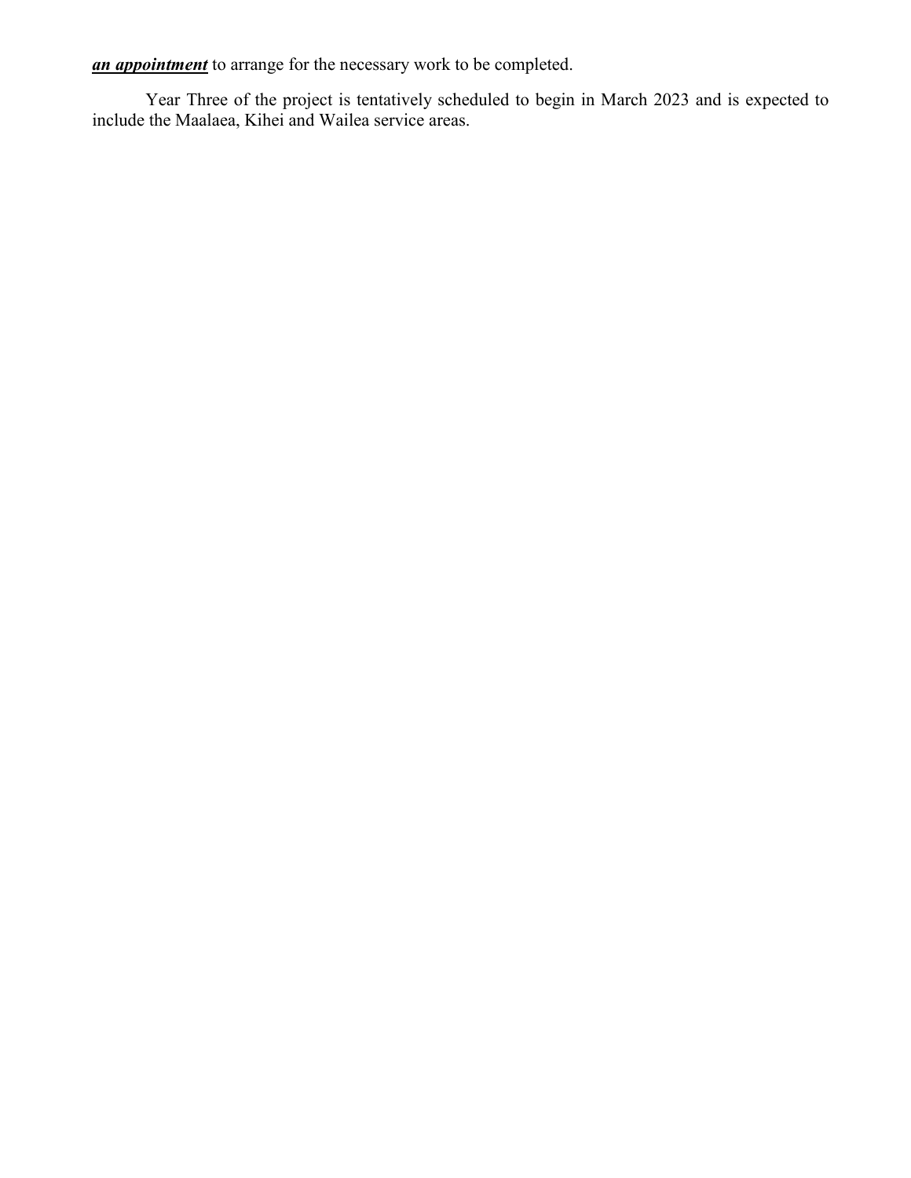***an appointment*** to arrange for the necessary work to be completed.

Year Three of the project is tentatively scheduled to begin in March 2023 and is expected to include the Maalaea, Kihei and Wailea service areas.